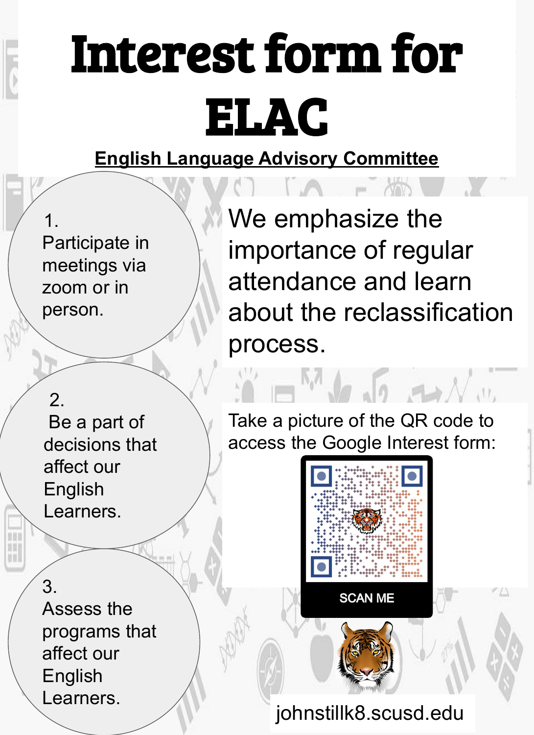# Interest form for ELAC

**English Language Advisory Committee**

1. Participate in meetings via zoom or in person.

2. Be a part of decisions that affect our English Learners.

3. Assess the programs that affect our English Learners.

We emphasize the importance of regular attendance and learn about the reclassification process.

Take a picture of the QR code to access the Google Interest form:

SCAN ME

johnstillk8.scusd.edu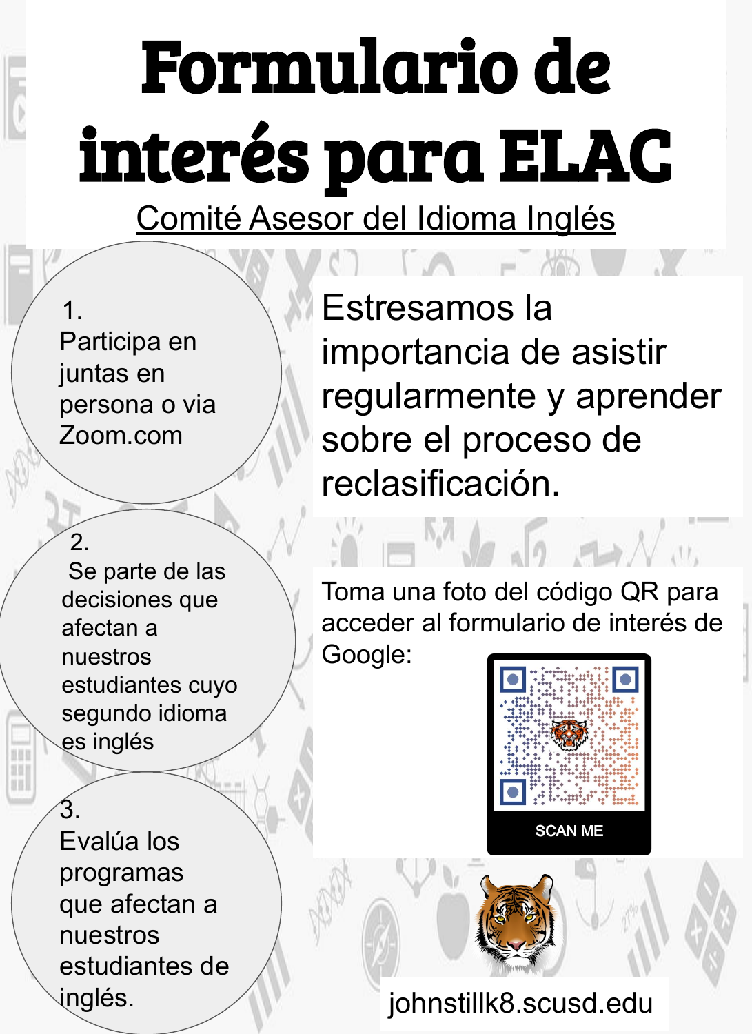# Formulario de interés para ELAC

Comité Asesor del Idioma Inglés

1. Participa en juntas en persona o via Zoom.com

2. Se parte de las decisiones que afectan a nuestros estudiantes cuyo segundo idioma es inglés

3. Evalúa los programas que afectan a nuestros estudiantes de inglés.

Estresamos la importancia de asistir regularmente y aprender sobre el proceso de reclasificación.

Toma una foto del código QR para acceder al formulario de interés de Google:

SCAN ME

johnstillk8.scusd.edu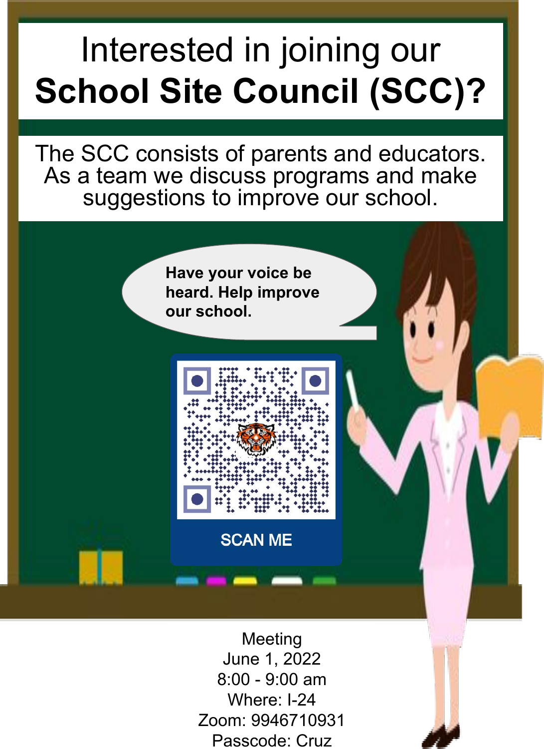# Interested in joining our **School Site Council (SCC)?**

The SCC consists of parents and educators. As a team we discuss programs and make suggestions to improve our school.

**Have your voice be heard. Help improve our school.**

SCAN ME

Meeting
June 1, 2022
8:00 - 9:00 am
Where: I-24
Zoom: 9946710931
Passcode: Cruz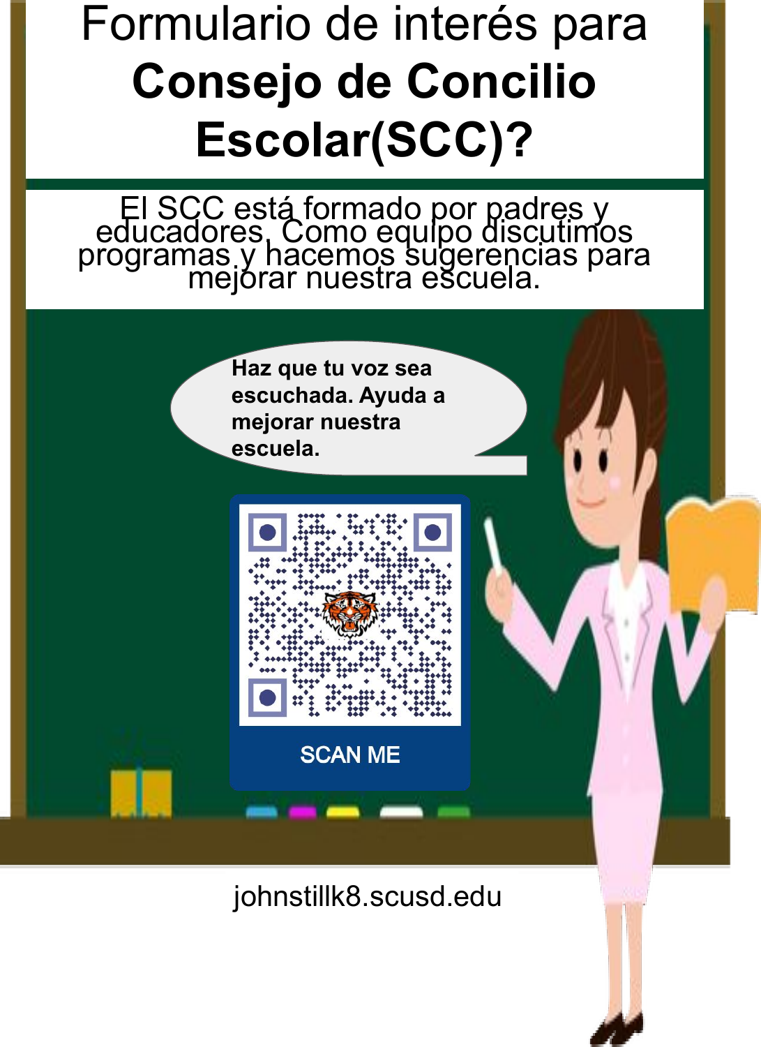# Formulario de interés para **Consejo de Concilio Escolar(SCC)?**

El SCC está formado por padres y educadores. Como equipo discutimos programas y hacemos sugerencias para mejorar nuestra escuela.

**Haz que tu voz sea escuchada. Ayuda a mejorar nuestra escuela.**

SCAN ME

johnstillk8.scusd.edu